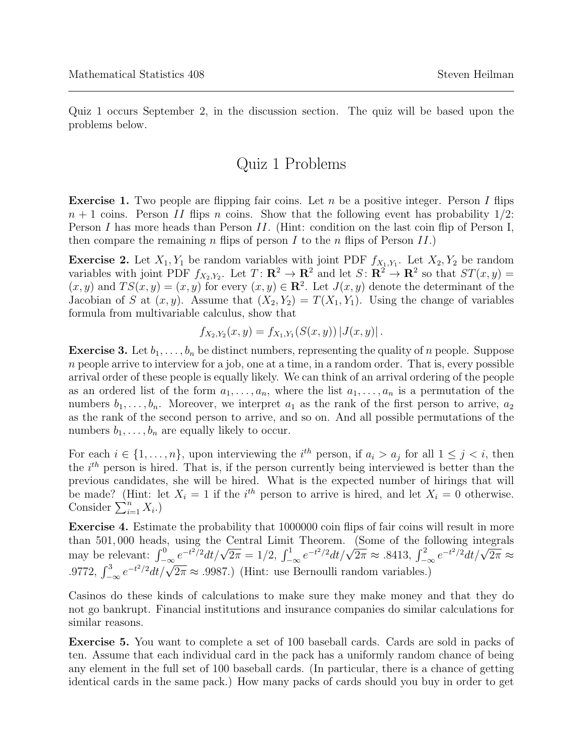Quiz 1 occurs September 2, in the discussion section. The quiz will be based upon the problems below.

# Quiz 1 Problems

**Exercise 1.** Two people are flipping fair coins. Let $n$ be a positive integer. Person $I$ flips $n+1$ coins. Person $II$ flips $n$ coins. Show that the following event has probability $1/2$: Person $I$ has more heads than Person $II$. (Hint: condition on the last coin flip of Person I, then compare the remaining $n$ flips of person $I$ to the $n$ flips of Person $II$.)

**Exercise 2.** Let $X_1, Y_1$ be random variables with joint PDF $f_{X_1,Y_1}$. Let $X_2, Y_2$ be random variables with joint PDF $f_{X_2,Y_2}$. Let $T\colon \mathbf{R}^2 \to \mathbf{R}^2$ and let $S\colon \mathbf{R}^2 \to \mathbf{R}^2$ so that $ST(x,y) = (x,y)$ and $TS(x,y) = (x,y)$ for every $(x,y) \in \mathbf{R}^2$. Let $J(x,y)$ denote the determinant of the Jacobian of $S$ at $(x,y)$. Assume that $(X_2, Y_2) = T(X_1, Y_1)$. Using the change of variables formula from multivariable calculus, show that

$$f_{X_2,Y_2}(x,y) = f_{X_1,Y_1}(S(x,y))\,|J(x,y)|\,.$$

**Exercise 3.** Let $b_1, \ldots, b_n$ be distinct numbers, representing the quality of $n$ people. Suppose $n$ people arrive to interview for a job, one at a time, in a random order. That is, every possible arrival order of these people is equally likely. We can think of an arrival ordering of the people as an ordered list of the form $a_1, \ldots, a_n$, where the list $a_1, \ldots, a_n$ is a permutation of the numbers $b_1, \ldots, b_n$. Moreover, we interpret $a_1$ as the rank of the first person to arrive, $a_2$ as the rank of the second person to arrive, and so on. And all possible permutations of the numbers $b_1, \ldots, b_n$ are equally likely to occur.

For each $i \in \{1, \ldots, n\}$, upon interviewing the $i^{th}$ person, if $a_i > a_j$ for all $1 \leq j < i$, then the $i^{th}$ person is hired. That is, if the person currently being interviewed is better than the previous candidates, she will be hired. What is the expected number of hirings that will be made? (Hint: let $X_i = 1$ if the $i^{th}$ person to arrive is hired, and let $X_i = 0$ otherwise. Consider $\sum_{i=1}^{n} X_i$.)

**Exercise 4.** Estimate the probability that 1000000 coin flips of fair coins will result in more than 501,000 heads, using the Central Limit Theorem. (Some of the following integrals may be relevant: $\int_{-\infty}^{0} e^{-t^2/2}dt/\sqrt{2\pi} = 1/2$, $\int_{-\infty}^{1} e^{-t^2/2}dt/\sqrt{2\pi} \approx .8413$, $\int_{-\infty}^{2} e^{-t^2/2}dt/\sqrt{2\pi} \approx .9772$, $\int_{-\infty}^{3} e^{-t^2/2}dt/\sqrt{2\pi} \approx .9987$.) (Hint: use Bernoulli random variables.)

Casinos do these kinds of calculations to make sure they make money and that they do not go bankrupt. Financial institutions and insurance companies do similar calculations for similar reasons.

**Exercise 5.** You want to complete a set of 100 baseball cards. Cards are sold in packs of ten. Assume that each individual card in the pack has a uniformly random chance of being any element in the full set of 100 baseball cards. (In particular, there is a chance of getting identical cards in the same pack.) How many packs of cards should you buy in order to get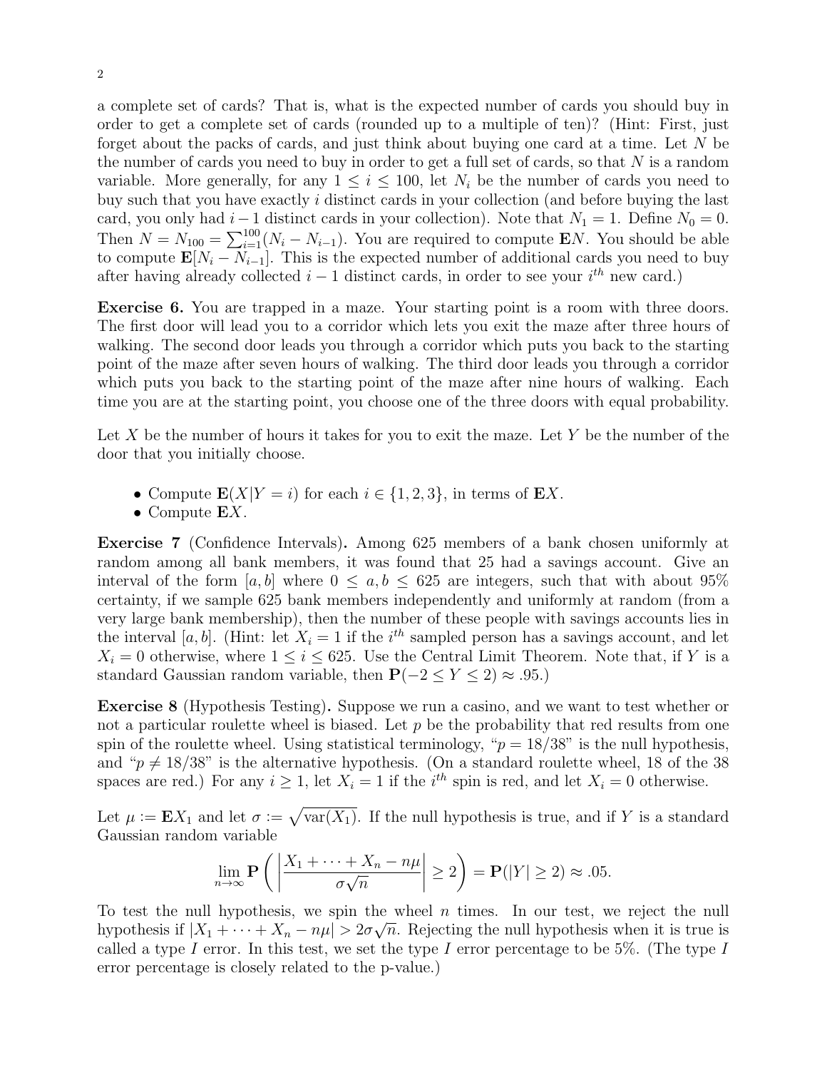a complete set of cards? That is, what is the expected number of cards you should buy in order to get a complete set of cards (rounded up to a multiple of ten)? (Hint: First, just forget about the packs of cards, and just think about buying one card at a time. Let $N$ be the number of cards you need to buy in order to get a full set of cards, so that $N$ is a random variable. More generally, for any $1 \leq i \leq 100$, let $N_i$ be the number of cards you need to buy such that you have exactly $i$ distinct cards in your collection (and before buying the last card, you only had $i-1$ distinct cards in your collection). Note that $N_1 = 1$. Define $N_0 = 0$. Then $N = N_{100} = \sum_{i=1}^{100}(N_i - N_{i-1})$. You are required to compute $\mathbf{E}N$. You should be able to compute $\mathbf{E}[N_i - N_{i-1}]$. This is the expected number of additional cards you need to buy after having already collected $i-1$ distinct cards, in order to see your $i^{th}$ new card.)

**Exercise 6.** You are trapped in a maze. Your starting point is a room with three doors. The first door will lead you to a corridor which lets you exit the maze after three hours of walking. The second door leads you through a corridor which puts you back to the starting point of the maze after seven hours of walking. The third door leads you through a corridor which puts you back to the starting point of the maze after nine hours of walking. Each time you are at the starting point, you choose one of the three doors with equal probability.

Let $X$ be the number of hours it takes for you to exit the maze. Let $Y$ be the number of the door that you initially choose.

- Compute $\mathbf{E}(X|Y=i)$ for each $i \in \{1,2,3\}$, in terms of $\mathbf{E}X$.
- Compute $\mathbf{E}X$.

**Exercise 7** (Confidence Intervals)**.** Among 625 members of a bank chosen uniformly at random among all bank members, it was found that 25 had a savings account. Give an interval of the form $[a,b]$ where $0 \leq a, b \leq 625$ are integers, such that with about 95% certainty, if we sample 625 bank members independently and uniformly at random (from a very large bank membership), then the number of these people with savings accounts lies in the interval $[a,b]$. (Hint: let $X_i = 1$ if the $i^{th}$ sampled person has a savings account, and let $X_i = 0$ otherwise, where $1 \leq i \leq 625$. Use the Central Limit Theorem. Note that, if $Y$ is a standard Gaussian random variable, then $\mathbf{P}(-2 \leq Y \leq 2) \approx .95$.)

**Exercise 8** (Hypothesis Testing)**.** Suppose we run a casino, and we want to test whether or not a particular roulette wheel is biased. Let $p$ be the probability that red results from one spin of the roulette wheel. Using statistical terminology, "$p = 18/38$" is the null hypothesis, and "$p \neq 18/38$" is the alternative hypothesis. (On a standard roulette wheel, 18 of the 38 spaces are red.) For any $i \geq 1$, let $X_i = 1$ if the $i^{th}$ spin is red, and let $X_i = 0$ otherwise.

Let $\mu := \mathbf{E}X_1$ and let $\sigma := \sqrt{\mathrm{var}(X_1)}$. If the null hypothesis is true, and if $Y$ is a standard Gaussian random variable

$$\lim_{n\to\infty} \mathbf{P}\left( \left| \frac{X_1 + \cdots + X_n - n\mu}{\sigma\sqrt{n}} \right| \geq 2 \right) = \mathbf{P}(|Y| \geq 2) \approx .05.$$

To test the null hypothesis, we spin the wheel $n$ times. In our test, we reject the null hypothesis if $|X_1 + \cdots + X_n - n\mu| > 2\sigma\sqrt{n}$. Rejecting the null hypothesis when it is true is called a type $I$ error. In this test, we set the type $I$ error percentage to be 5%. (The type $I$ error percentage is closely related to the p-value.)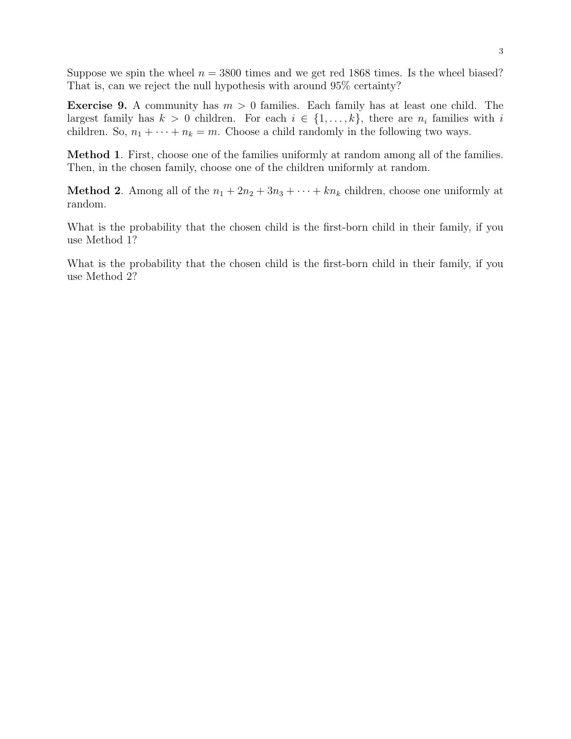Suppose we spin the wheel $n = 3800$ times and we get red 1868 times. Is the wheel biased? That is, can we reject the null hypothesis with around 95% certainty?

**Exercise 9.** A community has $m > 0$ families. Each family has at least one child. The largest family has $k > 0$ children. For each $i \in \{1, \ldots, k\}$, there are $n_i$ families with $i$ children. So, $n_1 + \cdots + n_k = m$. Choose a child randomly in the following two ways.

**Method 1**. First, choose one of the families uniformly at random among all of the families. Then, in the chosen family, choose one of the children uniformly at random.

**Method 2**. Among all of the $n_1 + 2n_2 + 3n_3 + \cdots + kn_k$ children, choose one uniformly at random.

What is the probability that the chosen child is the first-born child in their family, if you use Method 1?

What is the probability that the chosen child is the first-born child in their family, if you use Method 2?